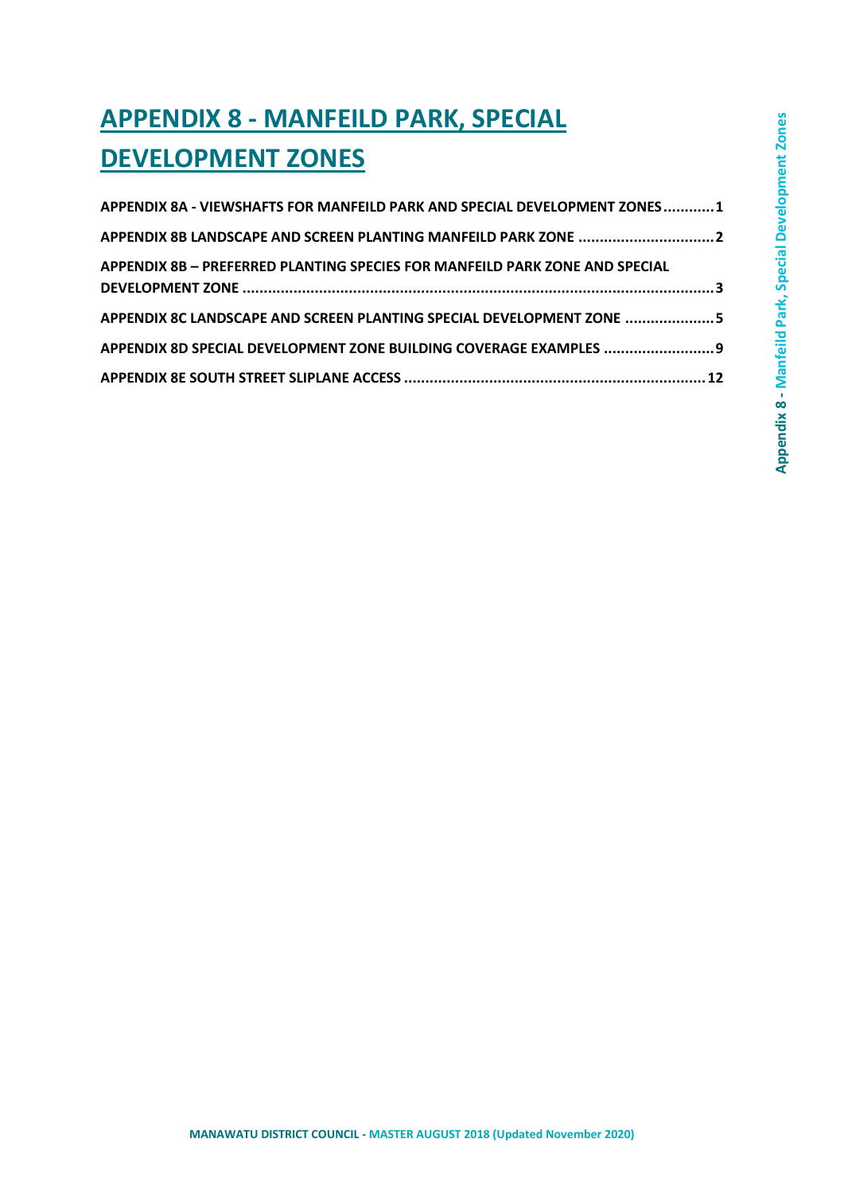# APPENDIX 8 - MANFEILD PARK, SPECIAL DEVELOPMENT ZONES

APPENDIX 8A - VIEWSHAFTS FOR MANFEILD PARK AND SPECIAL DEVELOPMENT ZONES............1

APPENDIX 8B LANDSCAPE AND SCREEN PLANTING MANFEILD PARK ZONE ................................2

APPENDIX 8B – PREFERRED PLANTING SPECIES FOR MANFEILD PARK ZONE AND SPECIAL DEVELOPMENT ZONE ..............................................................................................................3

APPENDIX 8C LANDSCAPE AND SCREEN PLANTING SPECIAL DEVELOPMENT ZONE .....................5

APPENDIX 8D SPECIAL DEVELOPMENT ZONE BUILDING COVERAGE EXAMPLES ..........................9

APPENDIX 8E SOUTH STREET SLIPLANE ACCESS ......................................................................12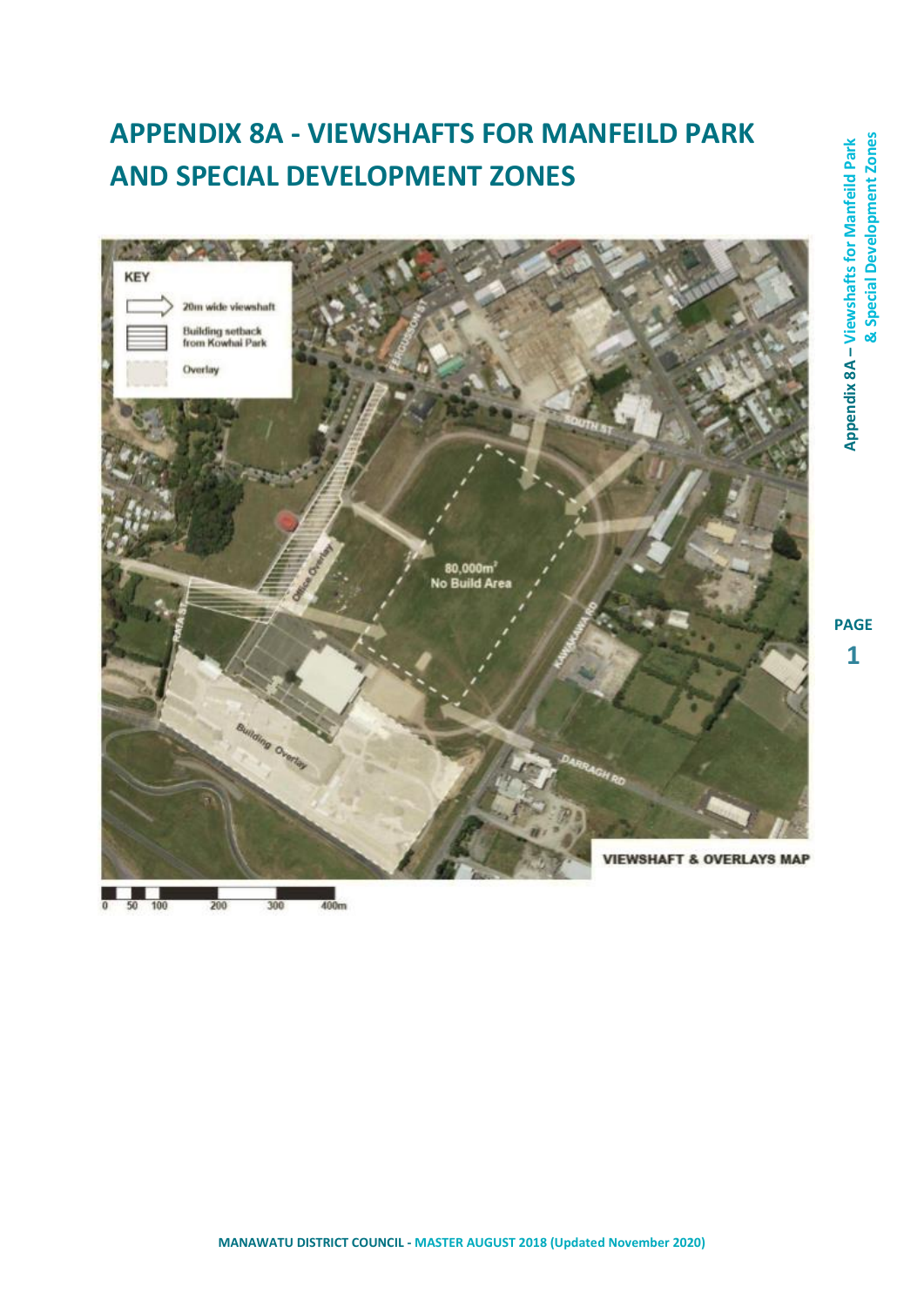# APPENDIX 8A - VIEWSHAFTS FOR MANFEILD PARK AND SPECIAL DEVELOPMENT ZONES

KEY

20m wide viewshaft

Building setback from Kowhai Park

Overlay

80,000m² No Build Area

Office Overlay

Building Overlay

FERGUSSON ST

SOUTH ST

RATA ST

KAWAKAWA RD

DARRAGH RD

VIEWSHAFT & OVERLAYS MAP

0 50 100 200 300 400m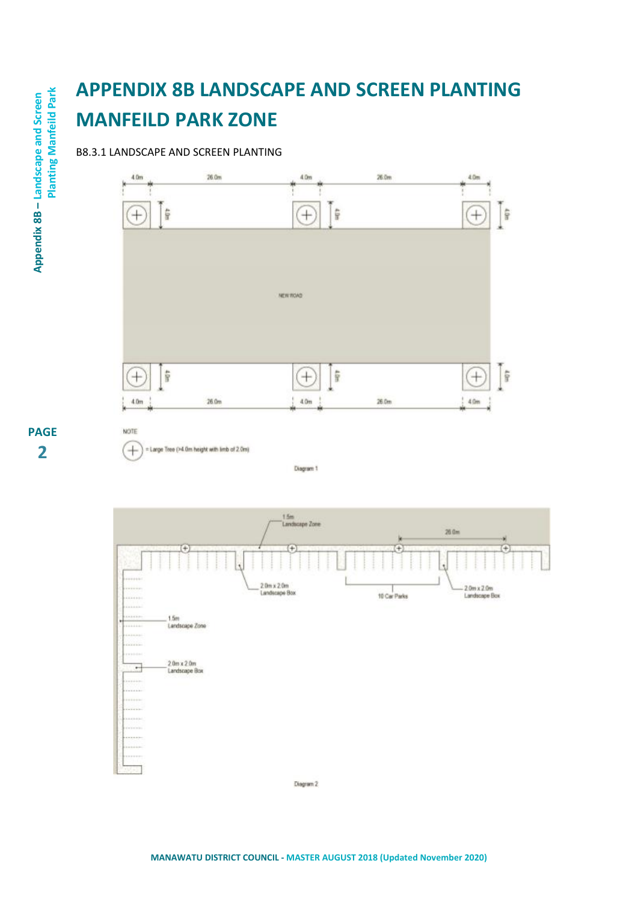# APPENDIX 8B LANDSCAPE AND SCREEN PLANTING MANFEILD PARK ZONE

B8.3.1 LANDSCAPE AND SCREEN PLANTING

4.0m 26.0m 4.0m 26.0m 4.0m

4.0m 4.0m 4.0m

NEW ROAD

4.0m 4.0m 4.0m

4.0m 26.0m 4.0m 26.0m 4.0m

NOTE

= Large Tree (>4.0m height with limb of 2.0m)

Diagram 1

1.5m Landscape Zone

26.0m

2.0m x 2.0m Landscape Box

10 Car Parks

2.0m x 2.0m Landscape Box

1.5m Landscape Zone

2.0m x 2.0m Landscape Box

Diagram 2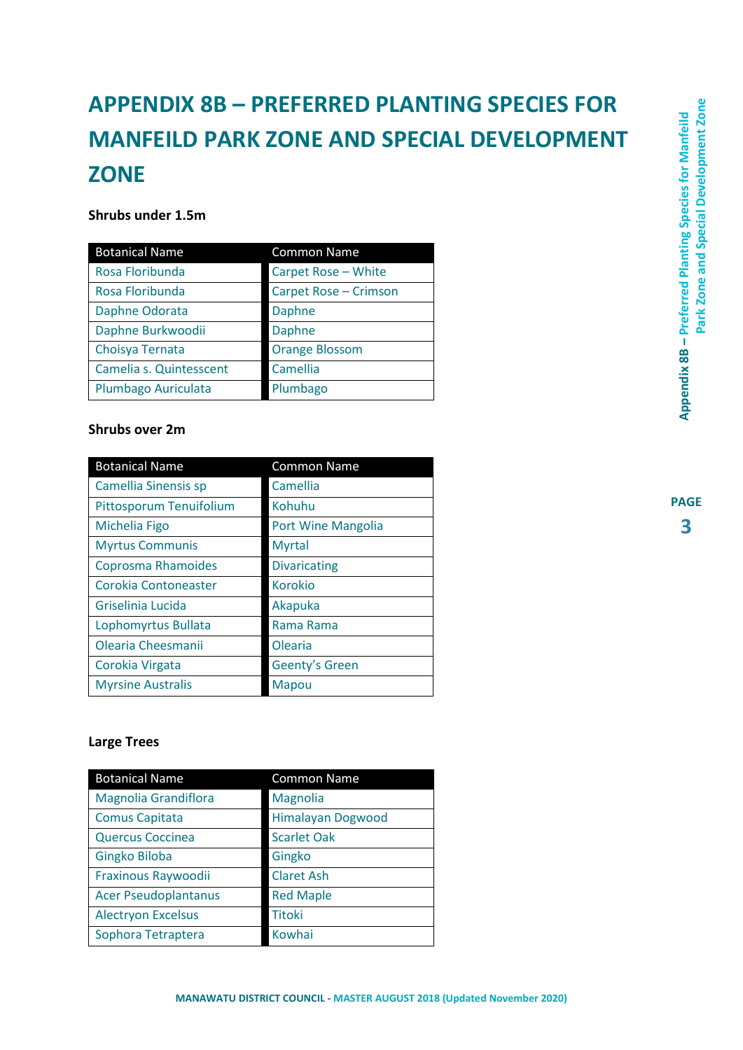# APPENDIX 8B – PREFERRED PLANTING SPECIES FOR MANFEILD PARK ZONE AND SPECIAL DEVELOPMENT ZONE

**Shrubs under 1.5m**

| Botanical Name | Common Name |
|---|---|
| Rosa Floribunda | Carpet Rose – White |
| Rosa Floribunda | Carpet Rose – Crimson |
| Daphne Odorata | Daphne |
| Daphne Burkwoodii | Daphne |
| Choisya Ternata | Orange Blossom |
| Camelia s. Quintesscent | Camellia |
| Plumbago Auriculata | Plumbago |

**Shrubs over 2m**

| Botanical Name | Common Name |
|---|---|
| Camellia Sinensis sp | Camellia |
| Pittosporum Tenuifolium | Kohuhu |
| Michelia Figo | Port Wine Mangolia |
| Myrtus Communis | Myrtal |
| Coprosma Rhamoides | Divaricating |
| Corokia Contoneaster | Korokio |
| Griselinia Lucida | Akapuka |
| Lophomyrtus Bullata | Rama Rama |
| Olearia Cheesmanii | Olearia |
| Corokia Virgata | Geenty's Green |
| Myrsine Australis | Mapou |

**Large Trees**

| Botanical Name | Common Name |
|---|---|
| Magnolia Grandiflora | Magnolia |
| Comus Capitata | Himalayan Dogwood |
| Quercus Coccinea | Scarlet Oak |
| Gingko Biloba | Gingko |
| Fraxinous Raywoodii | Claret Ash |
| Acer Pseudoplantanus | Red Maple |
| Alectryon Excelsus | Titoki |
| Sophora Tetraptera | Kowhai |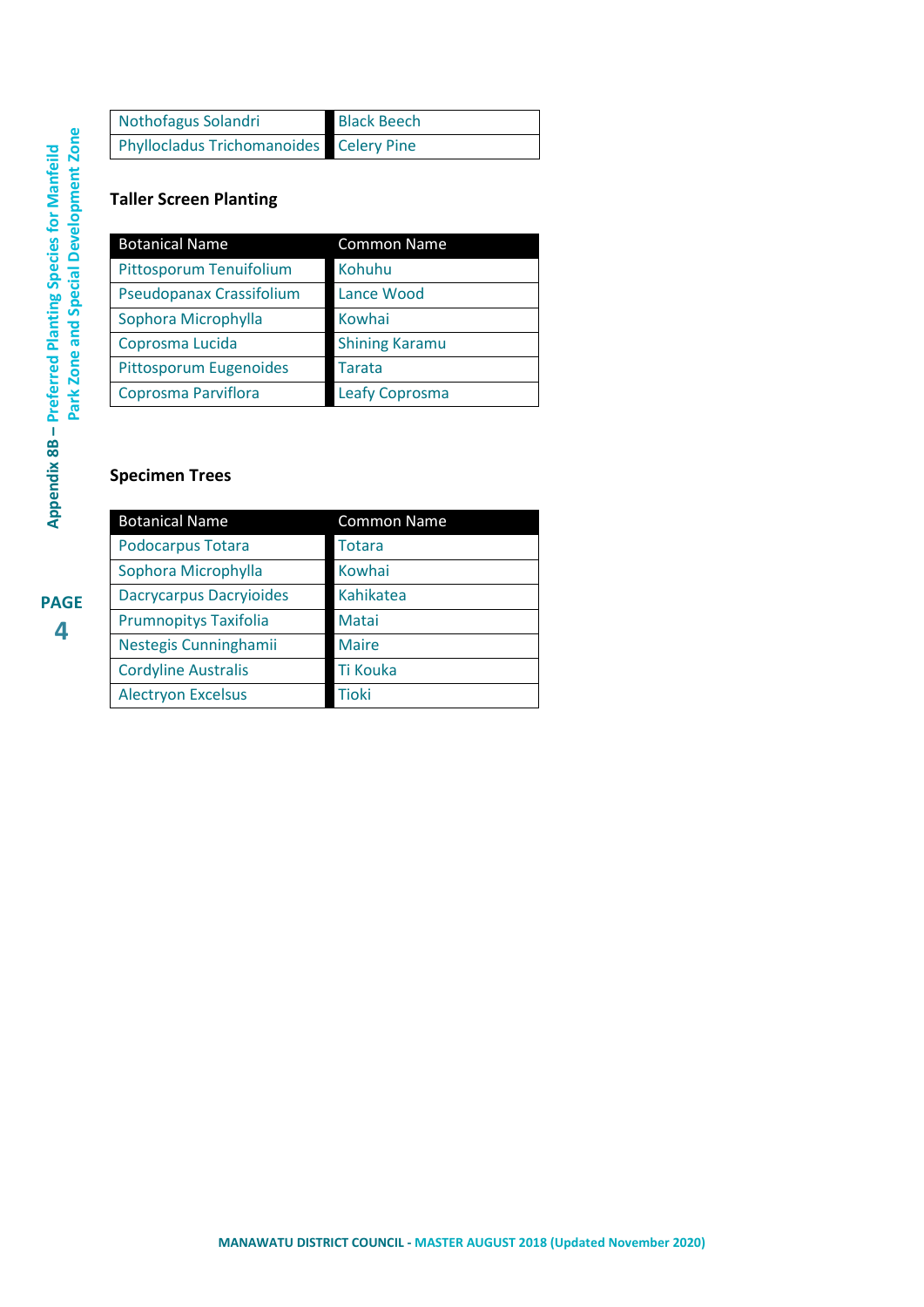| Nothofagus Solandri | Black Beech |
| --- | --- |
| Phyllocladus Trichomanoides | Celery Pine |

**Taller Screen Planting**

| Botanical Name | Common Name |
| --- | --- |
| Pittosporum Tenuifolium | Kohuhu |
| Pseudopanax Crassifolium | Lance Wood |
| Sophora Microphylla | Kowhai |
| Coprosma Lucida | Shining Karamu |
| Pittosporum Eugenoides | Tarata |
| Coprosma Parviflora | Leafy Coprosma |

**Specimen Trees**

| Botanical Name | Common Name |
| --- | --- |
| Podocarpus Totara | Totara |
| Sophora Microphylla | Kowhai |
| Dacrycarpus Dacryioides | Kahikatea |
| Prumnopitys Taxifolia | Matai |
| Nestegis Cunninghamii | Maire |
| Cordyline Australis | Ti Kouka |
| Alectryon Excelsus | Tioki |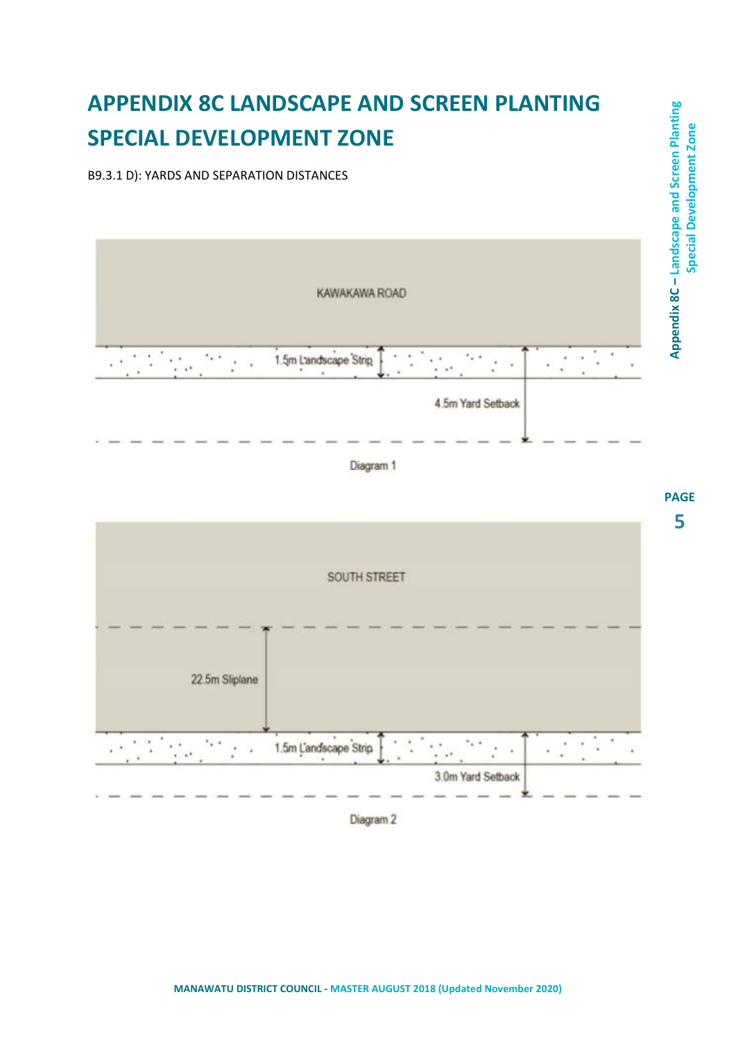# APPENDIX 8C LANDSCAPE AND SCREEN PLANTING SPECIAL DEVELOPMENT ZONE

B9.3.1 D): YARDS AND SEPARATION DISTANCES

KAWAKAWA ROAD

1.5m Landscape Strip

4.5m Yard Setback

Diagram 1

SOUTH STREET

22.5m Sliplane

1.5m Landscape Strip

3.0m Yard Setback

Diagram 2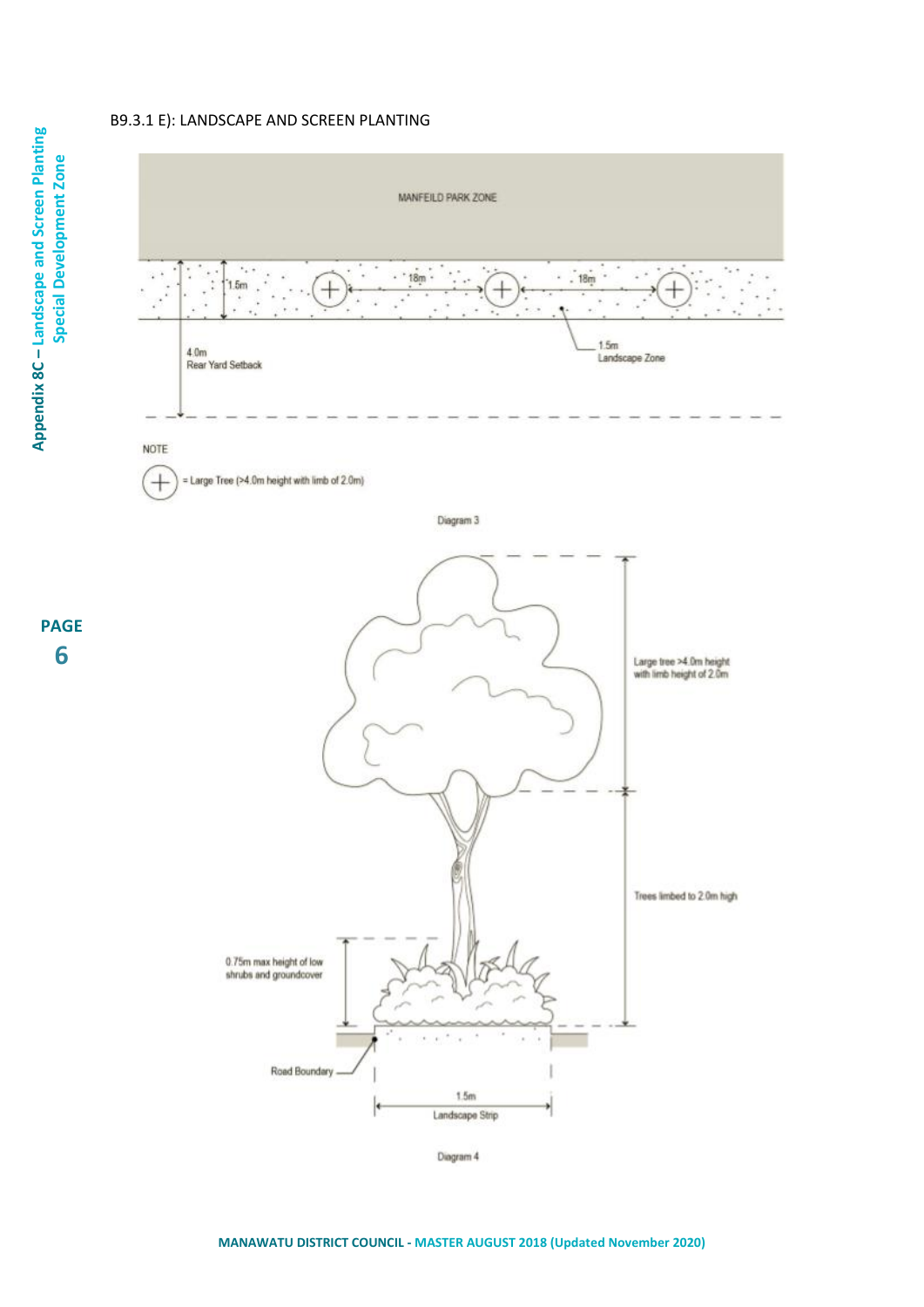B9.3.1 E): LANDSCAPE AND SCREEN PLANTING

MANFEILD PARK ZONE

1.5m

18m

18m

1.5m Landscape Zone

4.0m Rear Yard Setback

NOTE

= Large Tree (>4.0m height with limb of 2.0m)

Diagram 3

Large tree >4.0m height with limb height of 2.0m

Trees limbed to 2.0m high

0.75m max height of low shrubs and groundcover

Road Boundary

1.5m Landscape Strip

Diagram 4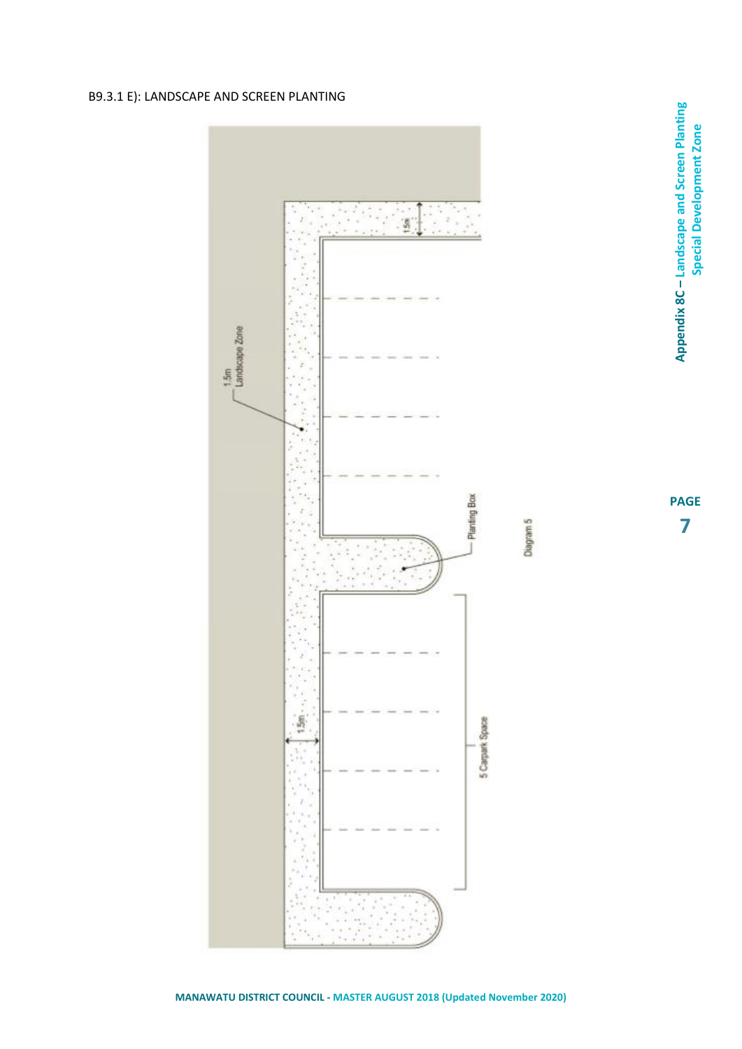B9.3.1 E): LANDSCAPE AND SCREEN PLANTING

1.5m Landscape Zone

1.5m

Planting Box

Diagram 5

1.5m

5 Carpark Space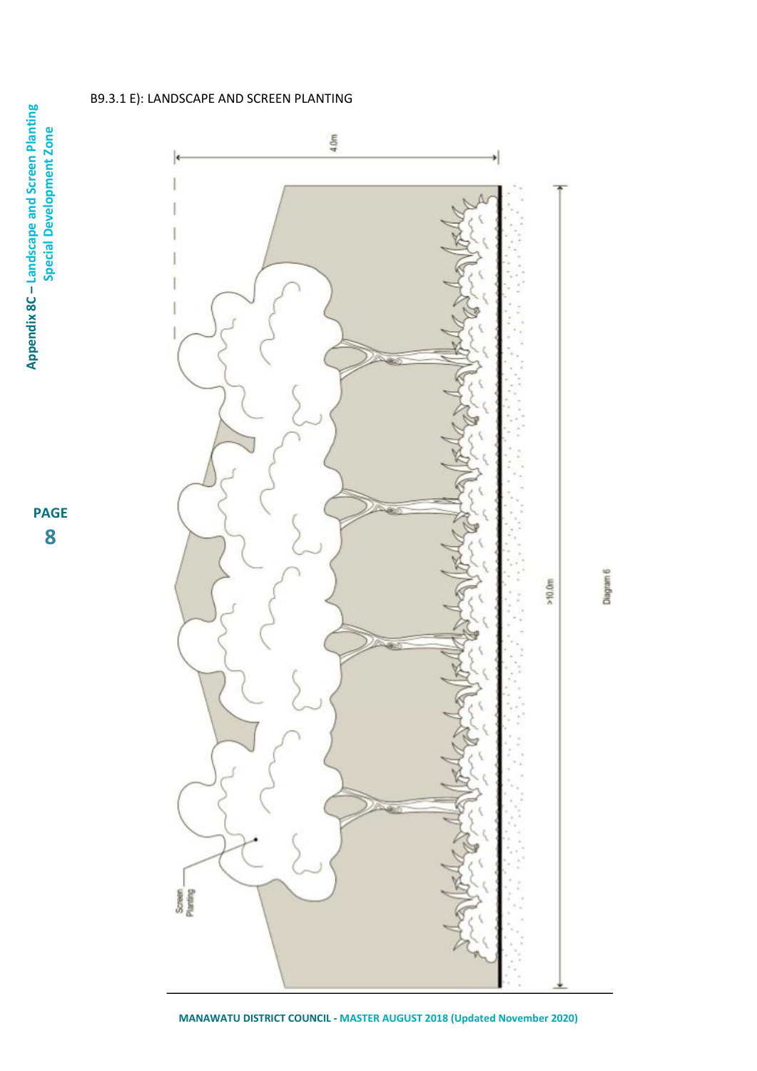B9.3.1 E): LANDSCAPE AND SCREEN PLANTING

4.0m

>10.0m

Screen Planting

Diagram 6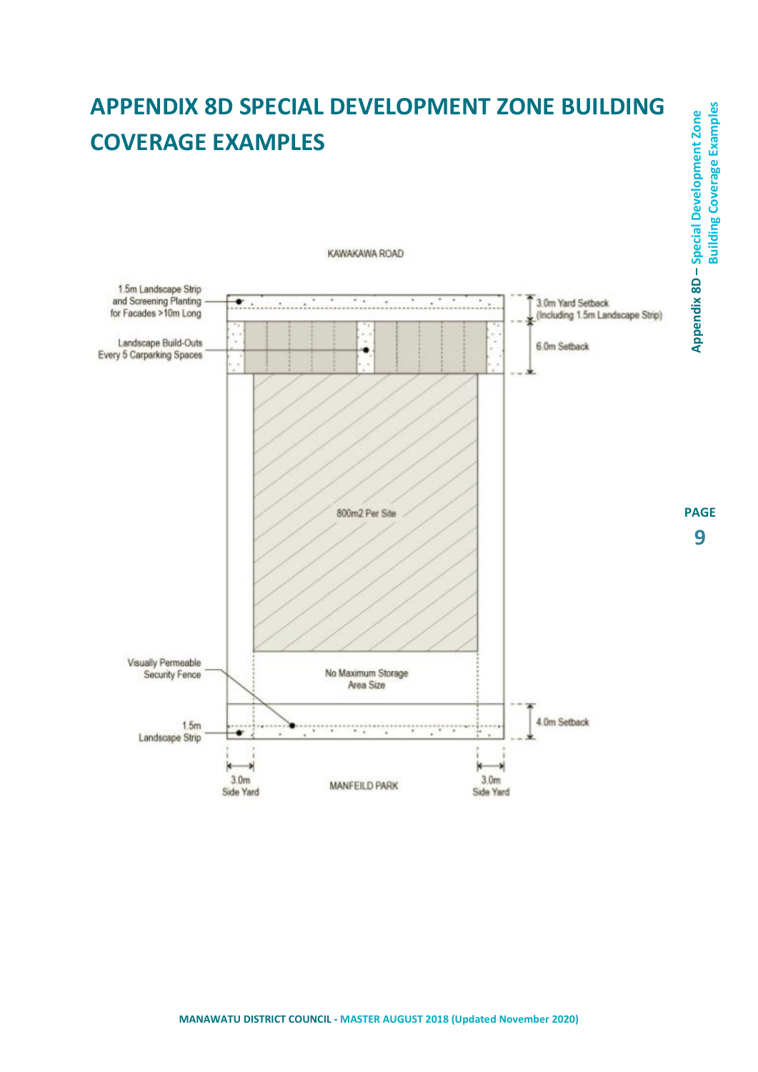# APPENDIX 8D SPECIAL DEVELOPMENT ZONE BUILDING COVERAGE EXAMPLES

KAWAKAWA ROAD

1.5m Landscape Strip and Screening Planting for Facades >10m Long

Landscape Build-Outs Every 5 Carparking Spaces

3.0m Yard Setback (Including 1.5m Landscape Strip)

6.0m Setback

800m2 Per Site

Visually Permeable Security Fence

No Maximum Storage Area Size

1.5m Landscape Strip

4.0m Setback

3.0m Side Yard

MANFEILD PARK

3.0m Side Yard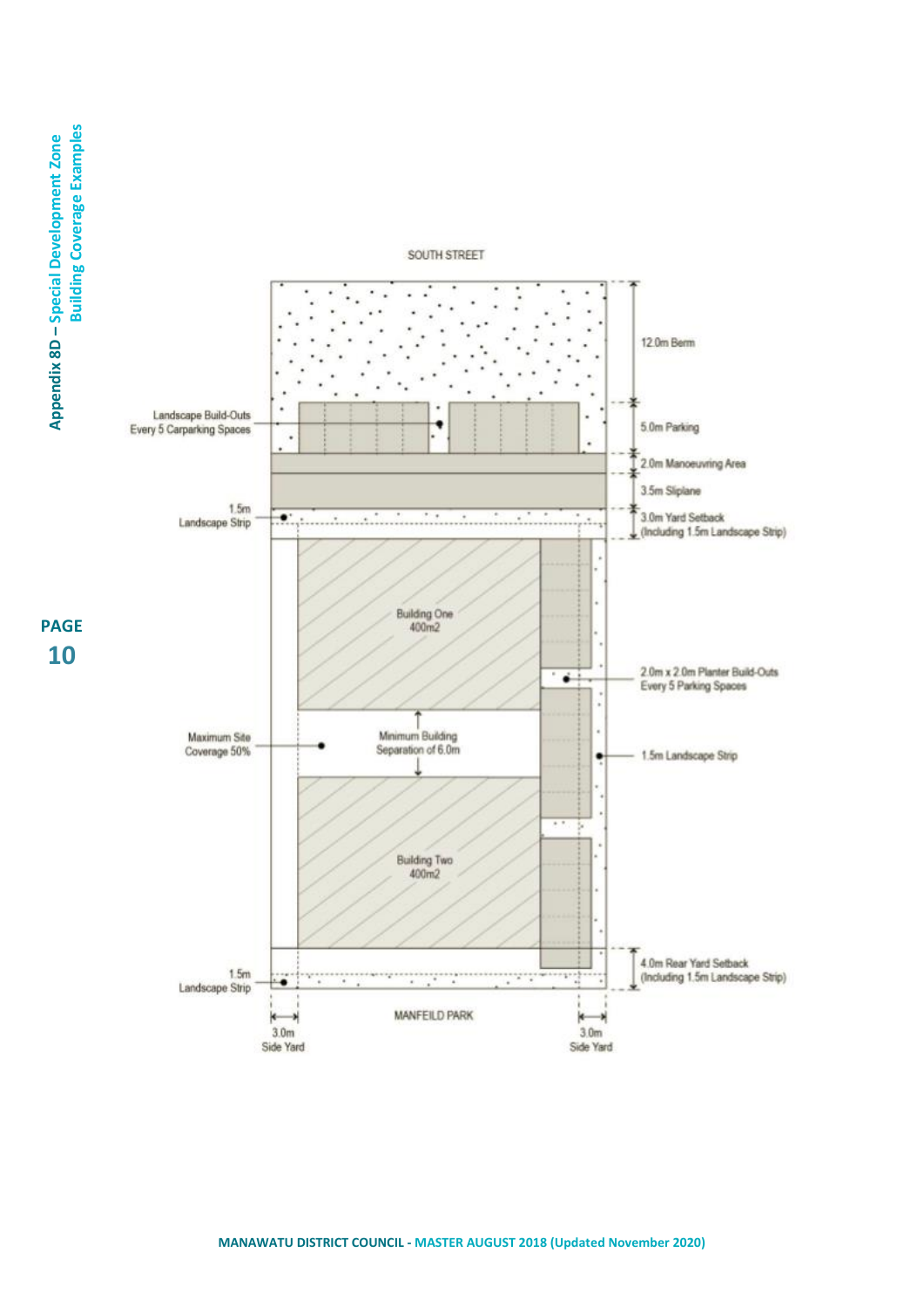SOUTH STREET

12.0m Berm

Landscape Build-Outs Every 5 Carparking Spaces

5.0m Parking

2.0m Manoeuvring Area

3.5m Sliplane

1.5m Landscape Strip

3.0m Yard Setback (Including 1.5m Landscape Strip)

Building One 400m2

2.0m x 2.0m Planter Build-Outs Every 5 Parking Spaces

Maximum Site Coverage 50%

Minimum Building Separation of 6.0m

1.5m Landscape Strip

Building Two 400m2

4.0m Rear Yard Setback (Including 1.5m Landscape Strip)

1.5m Landscape Strip

MANFEILD PARK

3.0m Side Yard

3.0m Side Yard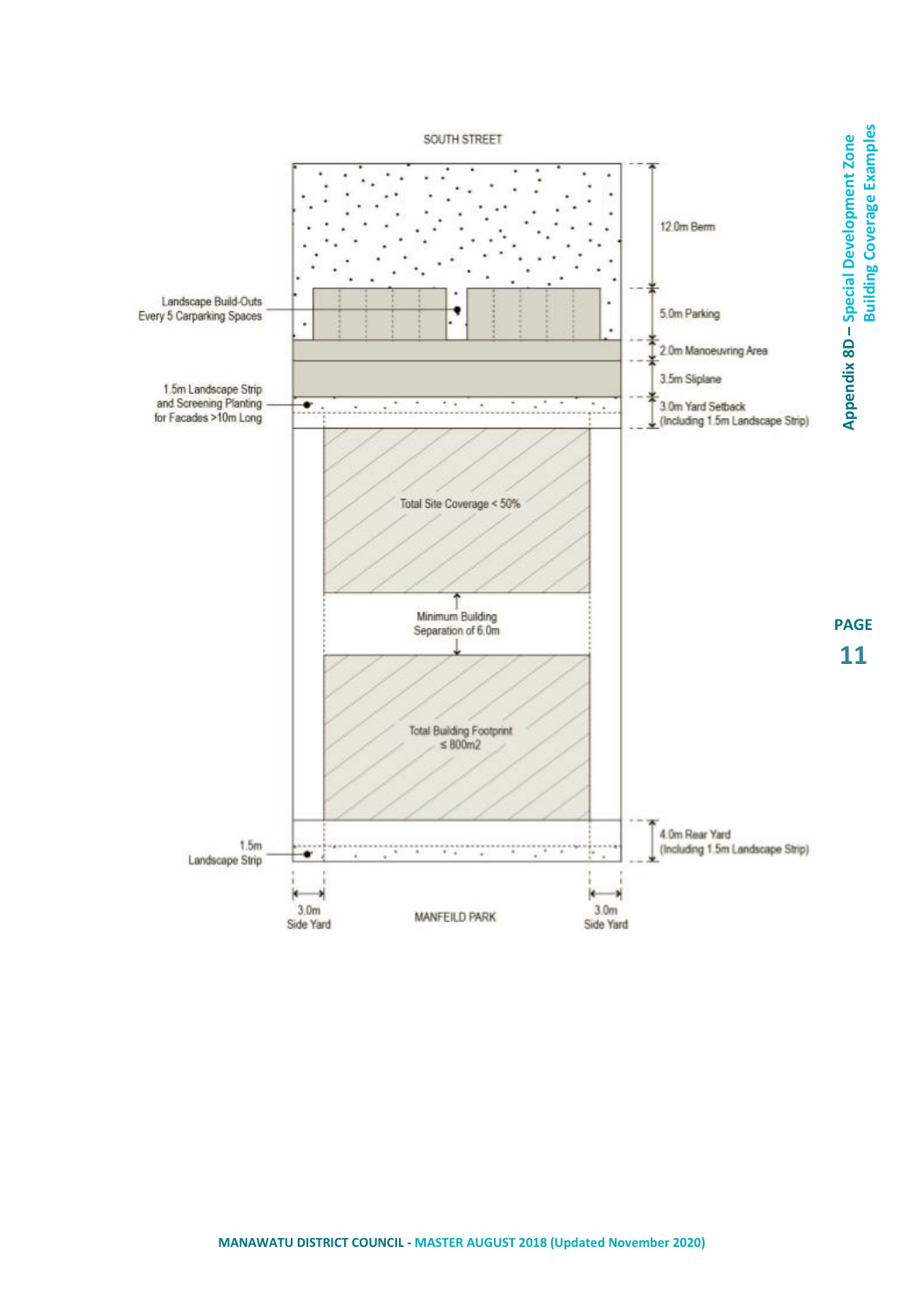SOUTH STREET

12.0m Berm

Landscape Build-Outs Every 5 Carparking Spaces

5.0m Parking

2.0m Manoeuvring Area

3.5m Sliplane

1.5m Landscape Strip and Screening Planting for Facades >10m Long

3.0m Yard Setback (Including 1.5m Landscape Strip)

Total Site Coverage < 50%

Minimum Building Separation of 6.0m

Total Building Footprint ≤ 800m2

1.5m Landscape Strip

4.0m Rear Yard (Including 1.5m Landscape Strip)

3.0m Side Yard

MANFEILD PARK

3.0m Side Yard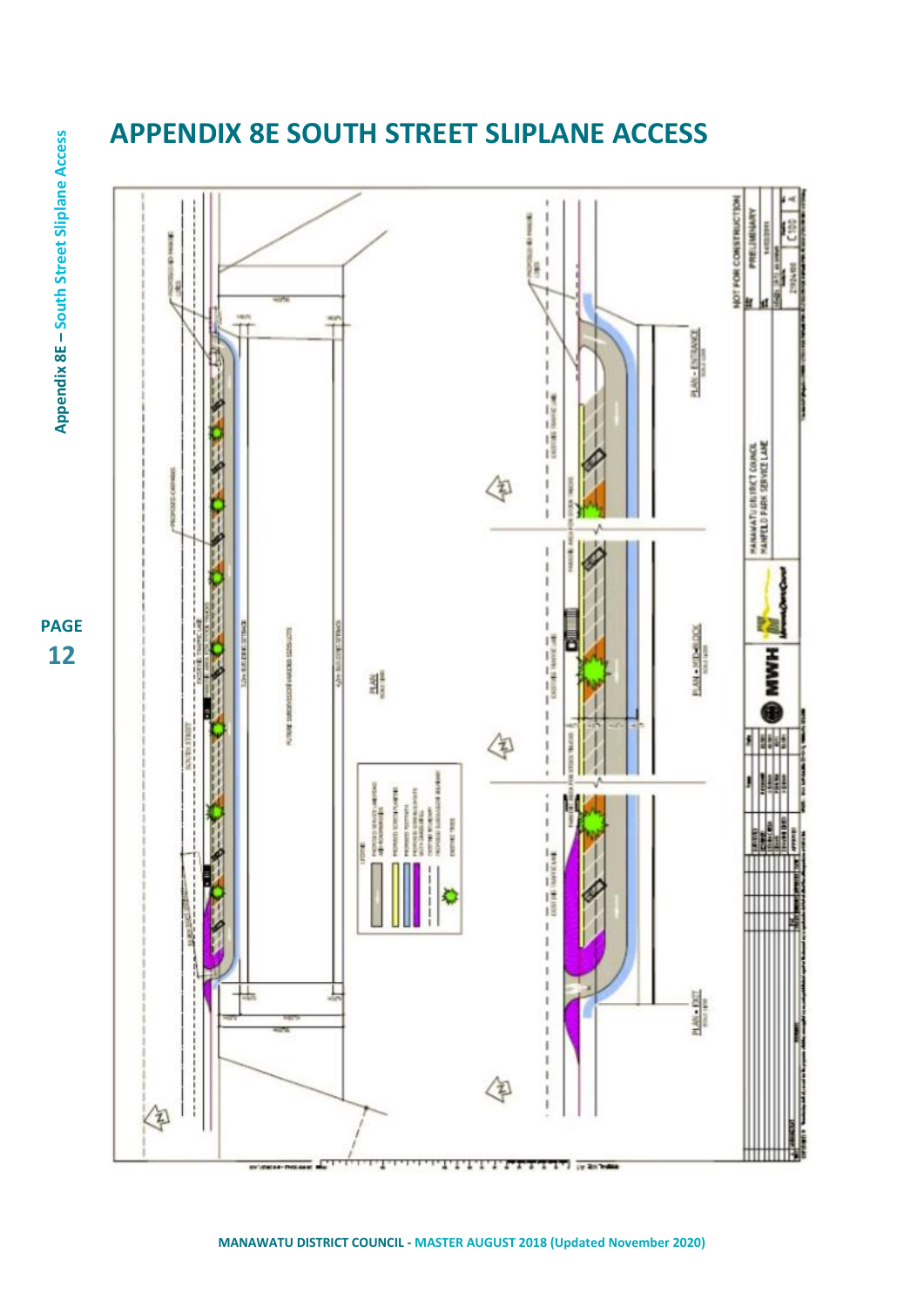# APPENDIX 8E SOUTH STREET SLIPLANE ACCESS

NOT FOR CONSTRUCTION

PRELIMINARY

MANAWATU DISTRICT COUNCIL
MANFELD PARK SERVICE LANE

MWH

PLAN

PLAN - ENTRANCE

PLAN - MIDBLOCK

PLAN - EXIT

SOUTH STREET

EXISTING TRAFFIC LANE

PROPOSED CARPARKS

LEGEND